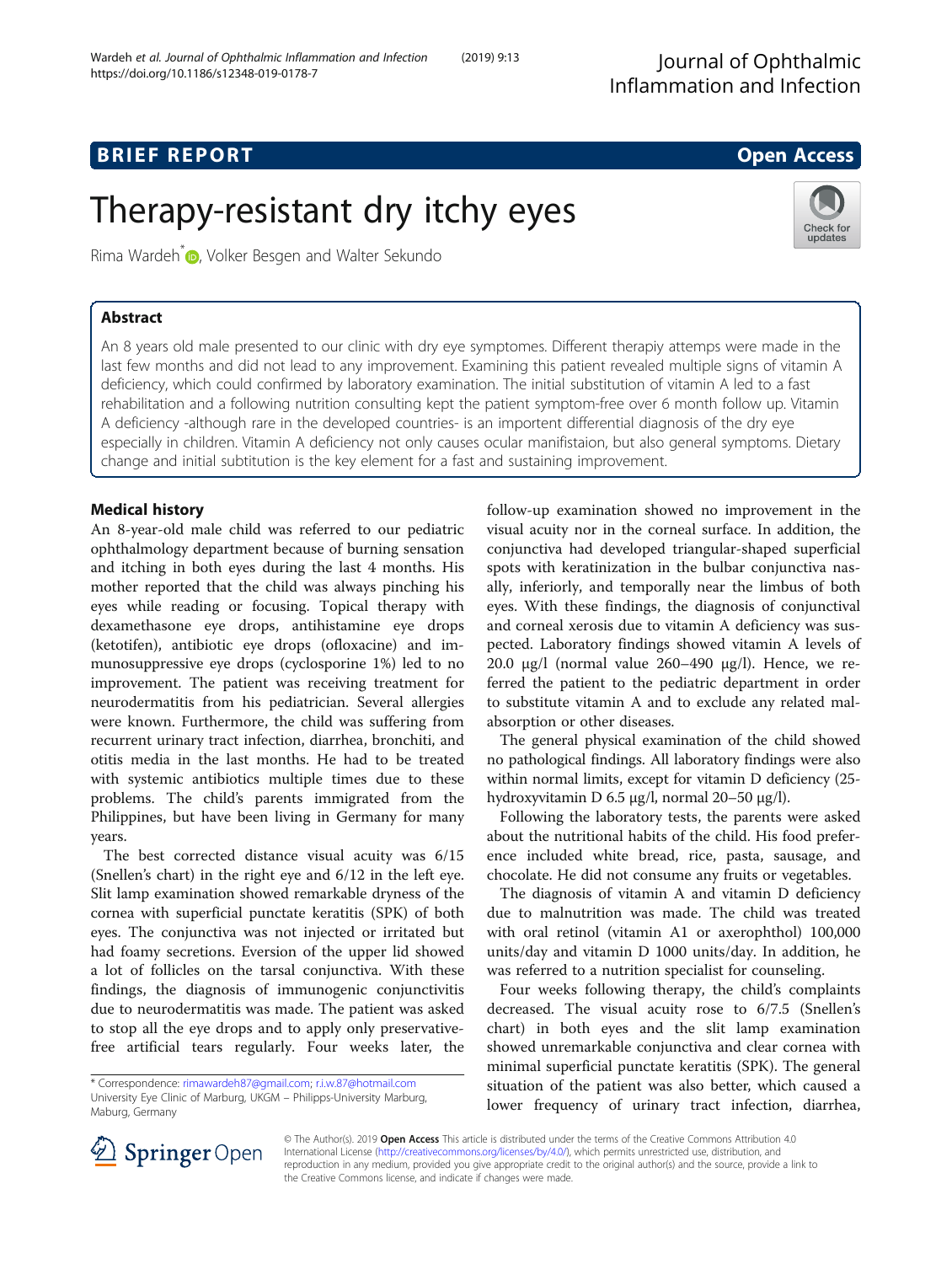# Therapy-resistant dry itchy eyes

Rima Wardeh*, Volker Besgen and Walter Sekundo

## Abstract

An 8 years old male presented to our clinic with dry eye symptomes. Different therapiy attemps were made in the last few months and did not lead to any improvement. Examining this patient revealed multiple signs of vitamin A deficiency, which could confirmed by laboratory examination. The initial substitution of vitamin A led to a fast rehabilitation and a following nutrition consulting kept the patient symptom-free over 6 month follow up. Vitamin A deficiency -although rare in the developed countries- is an importent differential diagnosis of the dry eye especially in children. Vitamin A deficiency not only causes ocular manifistaion, but also general symptoms. Dietary change and initial subtitution is the key element for a fast and sustaining improvement.

## Medical history

An 8-year-old male child was referred to our pediatric ophthalmology department because of burning sensation and itching in both eyes during the last 4 months. His mother reported that the child was always pinching his eyes while reading or focusing. Topical therapy with dexamethasone eye drops, antihistamine eye drops (ketotifen), antibiotic eye drops (ofloxacine) and immunosuppressive eye drops (cyclosporine 1%) led to no improvement. The patient was receiving treatment for neurodermatitis from his pediatrician. Several allergies were known. Furthermore, the child was suffering from recurrent urinary tract infection, diarrhea, bronchiti, and otitis media in the last months. He had to be treated with systemic antibiotics multiple times due to these problems. The child's parents immigrated from the Philippines, but have been living in Germany for many years.

The best corrected distance visual acuity was 6/15 (Snellen's chart) in the right eye and 6/12 in the left eye. Slit lamp examination showed remarkable dryness of the cornea with superficial punctate keratitis (SPK) of both eyes. The conjunctiva was not injected or irritated but had foamy secretions. Eversion of the upper lid showed a lot of follicles on the tarsal conjunctiva. With these findings, the diagnosis of immunogenic conjunctivitis due to neurodermatitis was made. The patient was asked to stop all the eye drops and to apply only preservative-free artificial tears regularly. Four weeks later, the follow-up examination showed no improvement in the visual acuity nor in the corneal surface. In addition, the conjunctiva had developed triangular-shaped superficial spots with keratinization in the bulbar conjunctiva nasally, inferiorly, and temporally near the limbus of both eyes. With these findings, the diagnosis of conjunctival and corneal xerosis due to vitamin A deficiency was suspected. Laboratory findings showed vitamin A levels of 20.0 μg/l (normal value 260–490 μg/l). Hence, we referred the patient to the pediatric department in order to substitute vitamin A and to exclude any related malabsorption or other diseases.

The general physical examination of the child showed no pathological findings. All laboratory findings were also within normal limits, except for vitamin D deficiency (25-hydroxyvitamin D 6.5 μg/l, normal 20–50 μg/l).

Following the laboratory tests, the parents were asked about the nutritional habits of the child. His food preference included white bread, rice, pasta, sausage, and chocolate. He did not consume any fruits or vegetables.

The diagnosis of vitamin A and vitamin D deficiency due to malnutrition was made. The child was treated with oral retinol (vitamin A1 or axerophthol) 100,000 units/day and vitamin D 1000 units/day. In addition, he was referred to a nutrition specialist for counseling.

Four weeks following therapy, the child's complaints decreased. The visual acuity rose to 6/7.5 (Snellen's chart) in both eyes and the slit lamp examination showed unremarkable conjunctiva and clear cornea with minimal superficial punctate keratitis (SPK). The general situation of the patient was also better, which caused a lower frequency of urinary tract infection, diarrhea,

\* Correspondence: rimawardeh87@gmail.com; r.i.w.87@hotmail.com
University Eye Clinic of Marburg, UKGM – Philipps-University Marburg, Maburg, Germany

© The Author(s). 2019 **Open Access** This article is distributed under the terms of the Creative Commons Attribution 4.0 International License (http://creativecommons.org/licenses/by/4.0/), which permits unrestricted use, distribution, and reproduction in any medium, provided you give appropriate credit to the original author(s) and the source, provide a link to the Creative Commons license, and indicate if changes were made.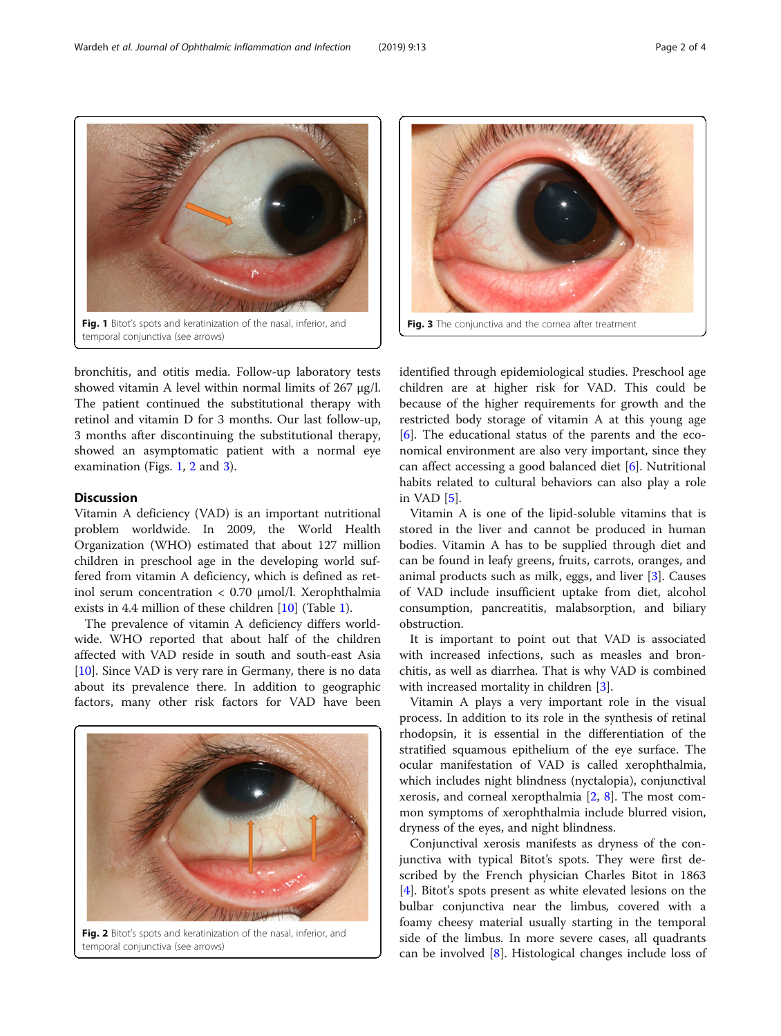Fig. 1 Bitot's spots and keratinization of the nasal, inferior, and temporal conjunctiva (see arrows)

Fig. 3 The conjunctiva and the cornea after treatment

bronchitis, and otitis media. Follow-up laboratory tests showed vitamin A level within normal limits of 267 μg/l. The patient continued the substitutional therapy with retinol and vitamin D for 3 months. Our last follow-up, 3 months after discontinuing the substitutional therapy, showed an asymptomatic patient with a normal eye examination (Figs. 1, 2 and 3).

## Discussion

Vitamin A deficiency (VAD) is an important nutritional problem worldwide. In 2009, the World Health Organization (WHO) estimated that about 127 million children in preschool age in the developing world suffered from vitamin A deficiency, which is defined as retinol serum concentration < 0.70 μmol/l. Xerophthalmia exists in 4.4 million of these children [10] (Table 1).

The prevalence of vitamin A deficiency differs worldwide. WHO reported that about half of the children affected with VAD reside in south and south-east Asia [10]. Since VAD is very rare in Germany, there is no data about its prevalence there. In addition to geographic factors, many other risk factors for VAD have been identified through epidemiological studies. Preschool age children are at higher risk for VAD. This could be because of the higher requirements for growth and the restricted body storage of vitamin A at this young age [6]. The educational status of the parents and the economical environment are also very important, since they can affect accessing a good balanced diet [6]. Nutritional habits related to cultural behaviors can also play a role in VAD [5].

Vitamin A is one of the lipid-soluble vitamins that is stored in the liver and cannot be produced in human bodies. Vitamin A has to be supplied through diet and can be found in leafy greens, fruits, carrots, oranges, and animal products such as milk, eggs, and liver [3]. Causes of VAD include insufficient uptake from diet, alcohol consumption, pancreatitis, malabsorption, and biliary obstruction.

It is important to point out that VAD is associated with increased infections, such as measles and bronchitis, as well as diarrhea. That is why VAD is combined with increased mortality in children [3].

Vitamin A plays a very important role in the visual process. In addition to its role in the synthesis of retinal rhodopsin, it is essential in the differentiation of the stratified squamous epithelium of the eye surface. The ocular manifestation of VAD is called xerophthalmia, which includes night blindness (nyctalopia), conjunctival xerosis, and corneal xeropthalmia [2, 8]. The most common symptoms of xerophthalmia include blurred vision, dryness of the eyes, and night blindness.

Conjunctival xerosis manifests as dryness of the conjunctiva with typical Bitot's spots. They were first described by the French physician Charles Bitot in 1863 [4]. Bitot's spots present as white elevated lesions on the bulbar conjunctiva near the limbus, covered with a foamy cheesy material usually starting in the temporal side of the limbus. In more severe cases, all quadrants can be involved [8]. Histological changes include loss of

Fig. 2 Bitot's spots and keratinization of the nasal, inferior, and temporal conjunctiva (see arrows)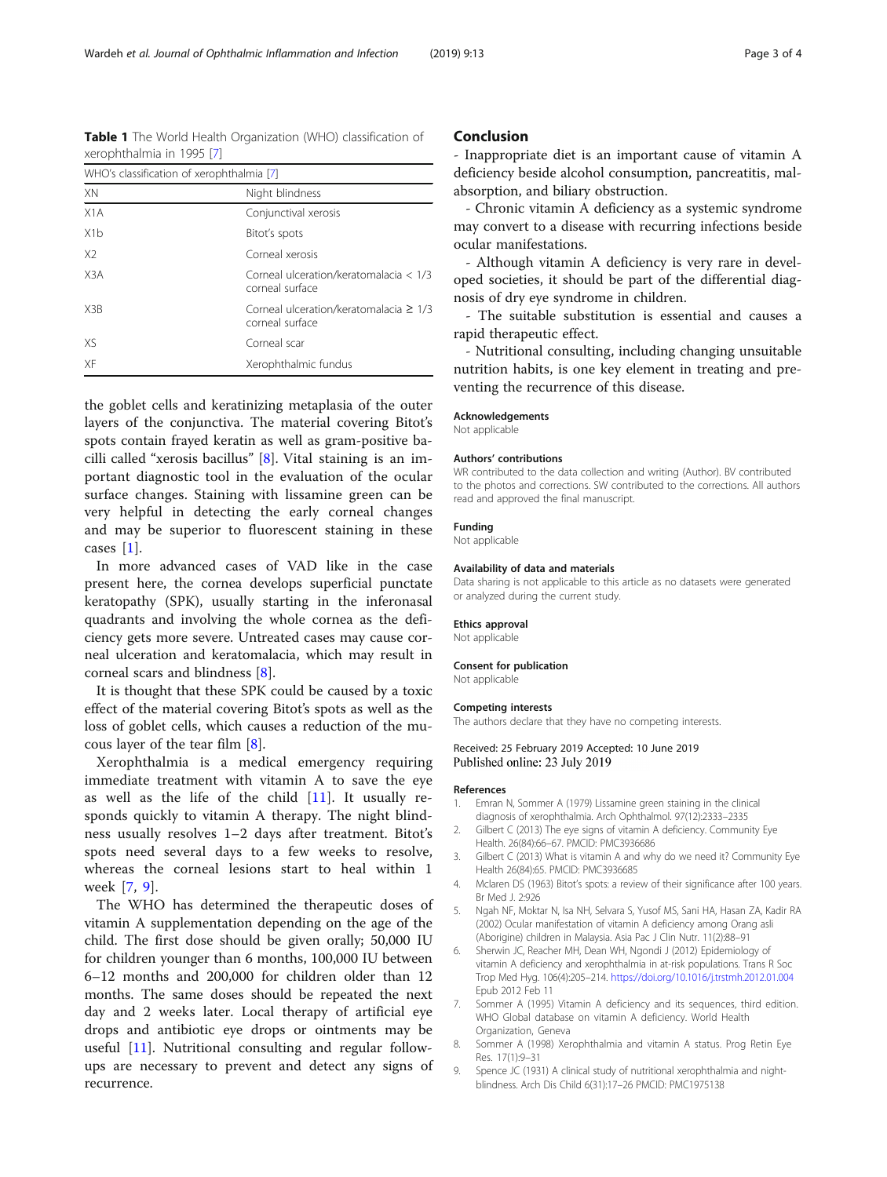**Table 1** The World Health Organization (WHO) classification of xerophthalmia in 1995 [7]

| WHO's classification of xerophthalmia [7] | |
| --- | --- |
| XN | Night blindness |
| X1A | Conjunctival xerosis |
| X1b | Bitot's spots |
| X2 | Corneal xerosis |
| X3A | Corneal ulceration/keratomalacia < 1/3 corneal surface |
| X3B | Corneal ulceration/keratomalacia ≥ 1/3 corneal surface |
| XS | Corneal scar |
| XF | Xerophthalmic fundus |

the goblet cells and keratinizing metaplasia of the outer layers of the conjunctiva. The material covering Bitot's spots contain frayed keratin as well as gram-positive bacilli called "xerosis bacillus" [8]. Vital staining is an important diagnostic tool in the evaluation of the ocular surface changes. Staining with lissamine green can be very helpful in detecting the early corneal changes and may be superior to fluorescent staining in these cases [1].

In more advanced cases of VAD like in the case present here, the cornea develops superficial punctate keratopathy (SPK), usually starting in the inferonasal quadrants and involving the whole cornea as the deficiency gets more severe. Untreated cases may cause corneal ulceration and keratomalacia, which may result in corneal scars and blindness [8].

It is thought that these SPK could be caused by a toxic effect of the material covering Bitot's spots as well as the loss of goblet cells, which causes a reduction of the mucous layer of the tear film [8].

Xerophthalmia is a medical emergency requiring immediate treatment with vitamin A to save the eye as well as the life of the child [11]. It usually responds quickly to vitamin A therapy. The night blindness usually resolves 1–2 days after treatment. Bitot's spots need several days to a few weeks to resolve, whereas the corneal lesions start to heal within 1 week [7, 9].

The WHO has determined the therapeutic doses of vitamin A supplementation depending on the age of the child. The first dose should be given orally; 50,000 IU for children younger than 6 months, 100,000 IU between 6–12 months and 200,000 for children older than 12 months. The same doses should be repeated the next day and 2 weeks later. Local therapy of artificial eye drops and antibiotic eye drops or ointments may be useful [11]. Nutritional consulting and regular follow-ups are necessary to prevent and detect any signs of recurrence.

## Conclusion

- Inappropriate diet is an important cause of vitamin A deficiency beside alcohol consumption, pancreatitis, malabsorption, and biliary obstruction.

- Chronic vitamin A deficiency as a systemic syndrome may convert to a disease with recurring infections beside ocular manifestations.

- Although vitamin A deficiency is very rare in developed societies, it should be part of the differential diagnosis of dry eye syndrome in children.

- The suitable substitution is essential and causes a rapid therapeutic effect.

- Nutritional consulting, including changing unsuitable nutrition habits, is one key element in treating and preventing the recurrence of this disease.

#### Acknowledgements
Not applicable

#### Authors' contributions
WR contributed to the data collection and writing (Author). BV contributed to the photos and corrections. SW contributed to the corrections. All authors read and approved the final manuscript.

#### Funding
Not applicable

#### Availability of data and materials
Data sharing is not applicable to this article as no datasets were generated or analyzed during the current study.

#### Ethics approval
Not applicable

#### Consent for publication
Not applicable

#### Competing interests
The authors declare that they have no competing interests.

Received: 25 February 2019 Accepted: 10 June 2019
Published online: 23 July 2019

#### References

1. Emran N, Sommer A (1979) Lissamine green staining in the clinical diagnosis of xerophthalmia. Arch Ophthalmol. 97(12):2333–2335
2. Gilbert C (2013) The eye signs of vitamin A deficiency. Community Eye Health. 26(84):66–67. PMCID: PMC3936686
3. Gilbert C (2013) What is vitamin A and why do we need it? Community Eye Health 26(84):65. PMCID: PMC3936685
4. Mclaren DS (1963) Bitot's spots: a review of their significance after 100 years. Br Med J. 2:926
5. Ngah NF, Moktar N, Isa NH, Selvara S, Yusof MS, Sani HA, Hasan ZA, Kadir RA (2002) Ocular manifestation of vitamin A deficiency among Orang asli (Aborigine) children in Malaysia. Asia Pac J Clin Nutr. 11(2):88–91
6. Sherwin JC, Reacher MH, Dean WH, Ngondi J (2012) Epidemiology of vitamin A deficiency and xerophthalmia in at-risk populations. Trans R Soc Trop Med Hyg. 106(4):205–214. https://doi.org/10.1016/j.trstmh.2012.01.004 Epub 2012 Feb 11
7. Sommer A (1995) Vitamin A deficiency and its sequences, third edition. WHO Global database on vitamin A deficiency. World Health Organization, Geneva
8. Sommer A (1998) Xerophthalmia and vitamin A status. Prog Retin Eye Res. 17(1):9–31
9. Spence JC (1931) A clinical study of nutritional xerophthalmia and night-blindness. Arch Dis Child 6(31):17–26 PMCID: PMC1975138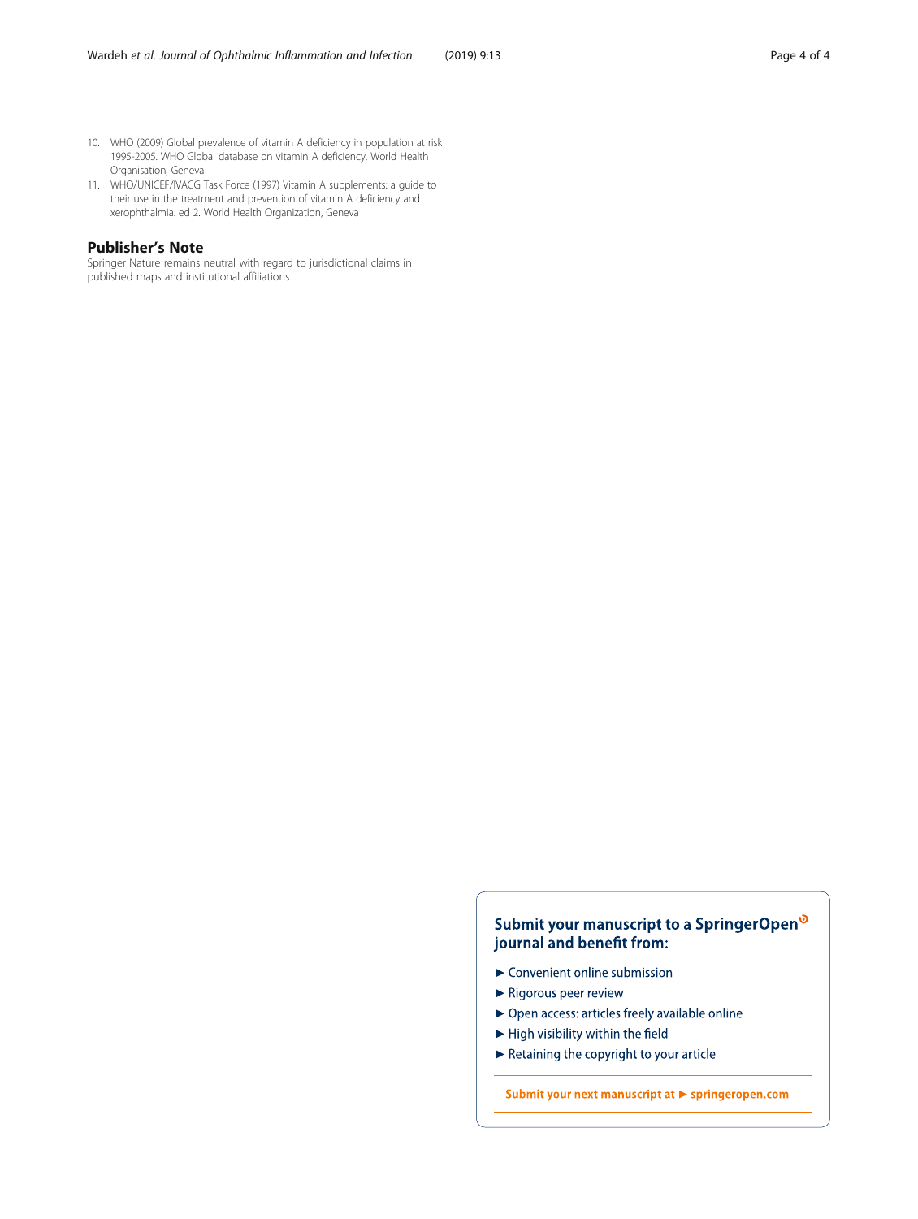10. WHO (2009) Global prevalence of vitamin A deficiency in population at risk 1995-2005. WHO Global database on vitamin A deficiency. World Health Organisation, Geneva
11. WHO/UNICEF/IVACG Task Force (1997) Vitamin A supplements: a guide to their use in the treatment and prevention of vitamin A deficiency and xerophthalmia. ed 2. World Health Organization, Geneva

## Publisher's Note

Springer Nature remains neutral with regard to jurisdictional claims in published maps and institutional affiliations.

**Submit your manuscript to a SpringerOpen journal and benefit from:**

- ► Convenient online submission
- ► Rigorous peer review
- ► Open access: articles freely available online
- ► High visibility within the field
- ► Retaining the copyright to your article

**Submit your next manuscript at ► springeropen.com**